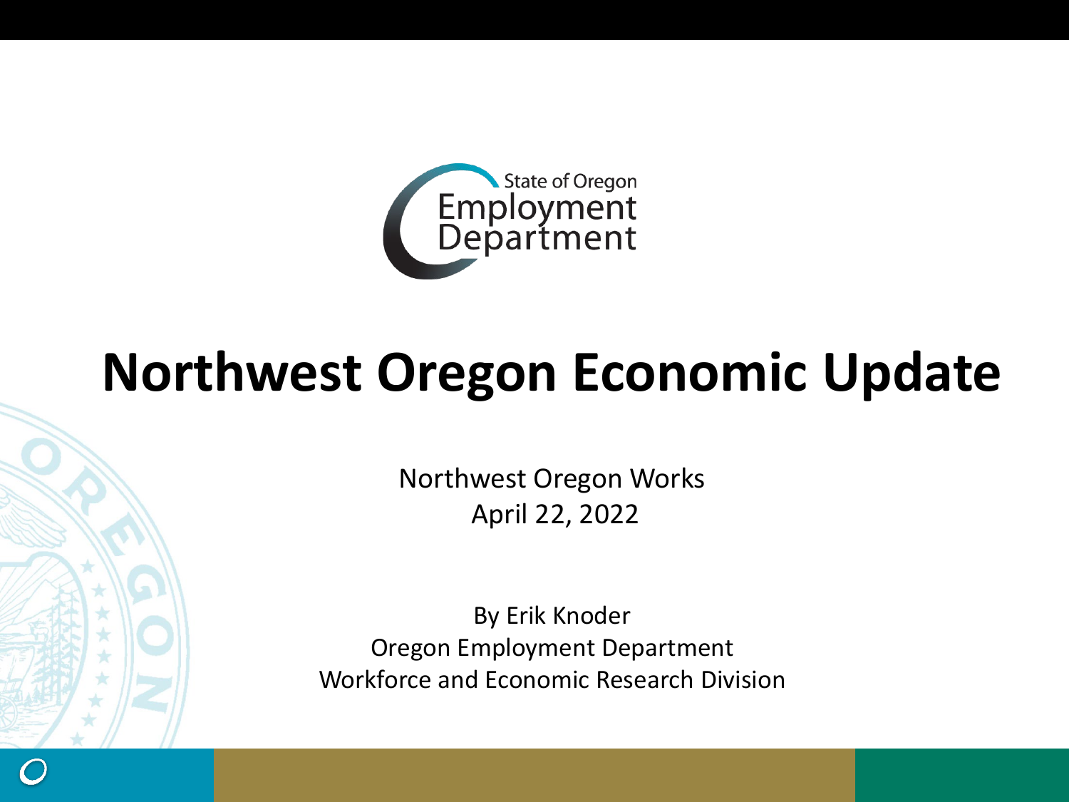State of Oregon Employment Department

# Northwest Oregon Economic Update

Northwest Oregon Works
April 22, 2022

By Erik Knoder
Oregon Employment Department
Workforce and Economic Research Division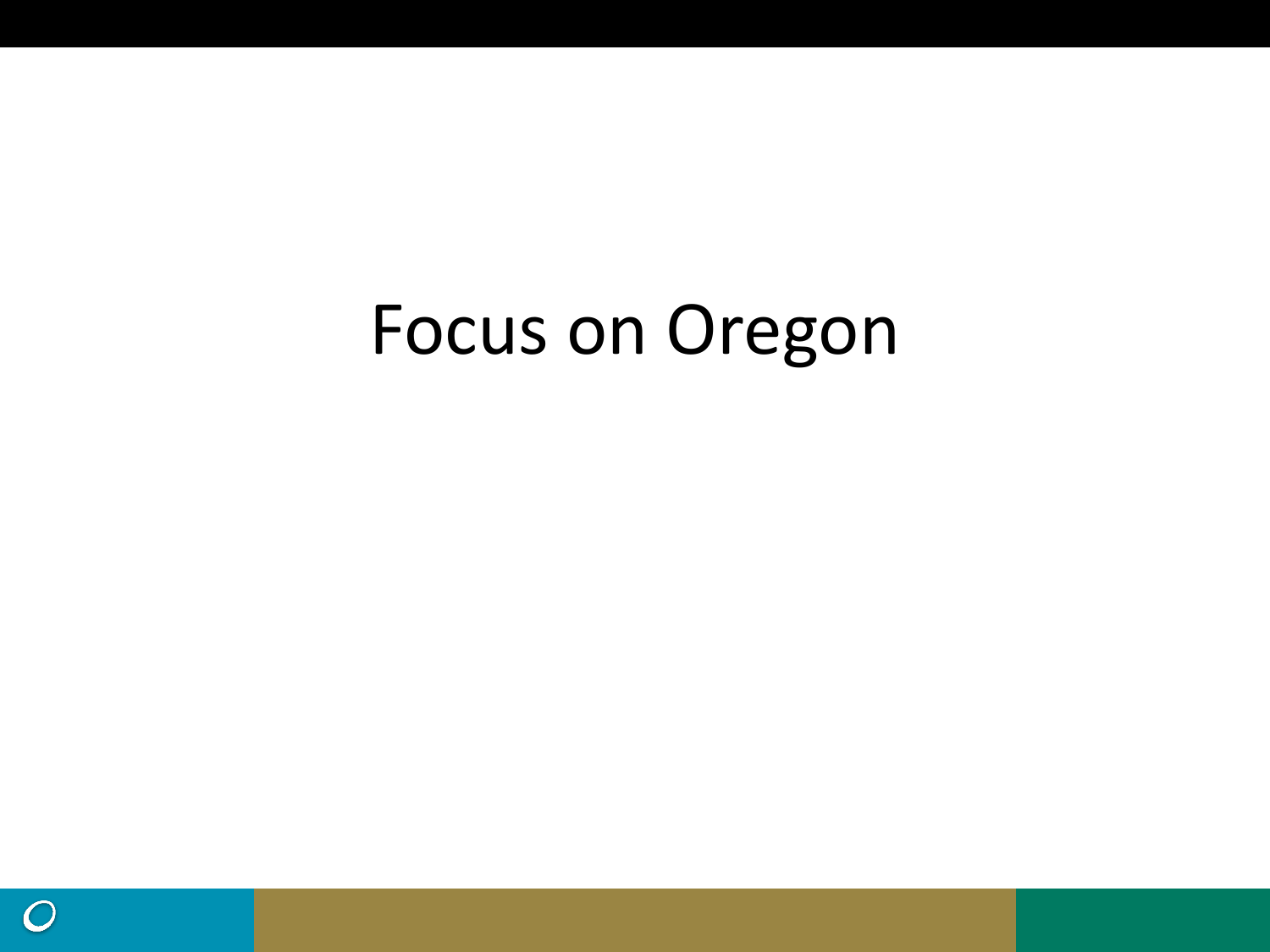# Focus on Oregon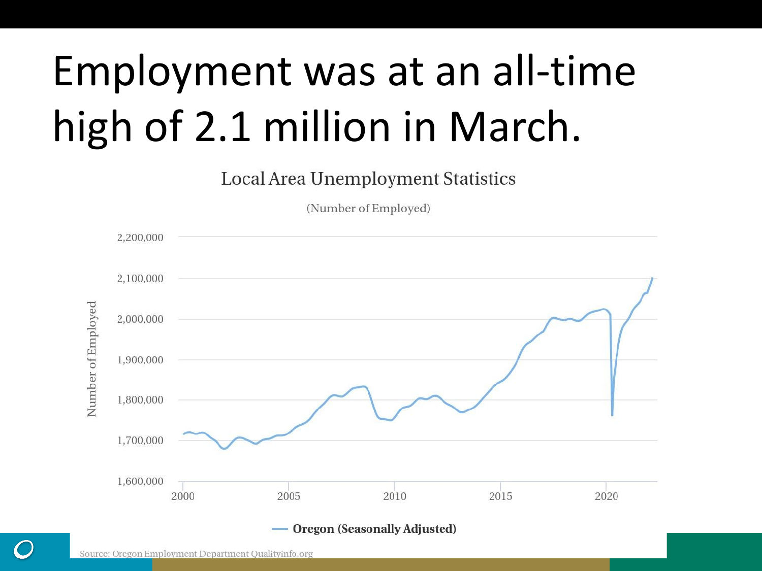# Employment was at an all-time high of 2.1 million in March.

Local Area Unemployment Statistics

(Number of Employed)

Oregon (Seasonally Adjusted)

Source: Oregon Employment Department Qualityinfo.org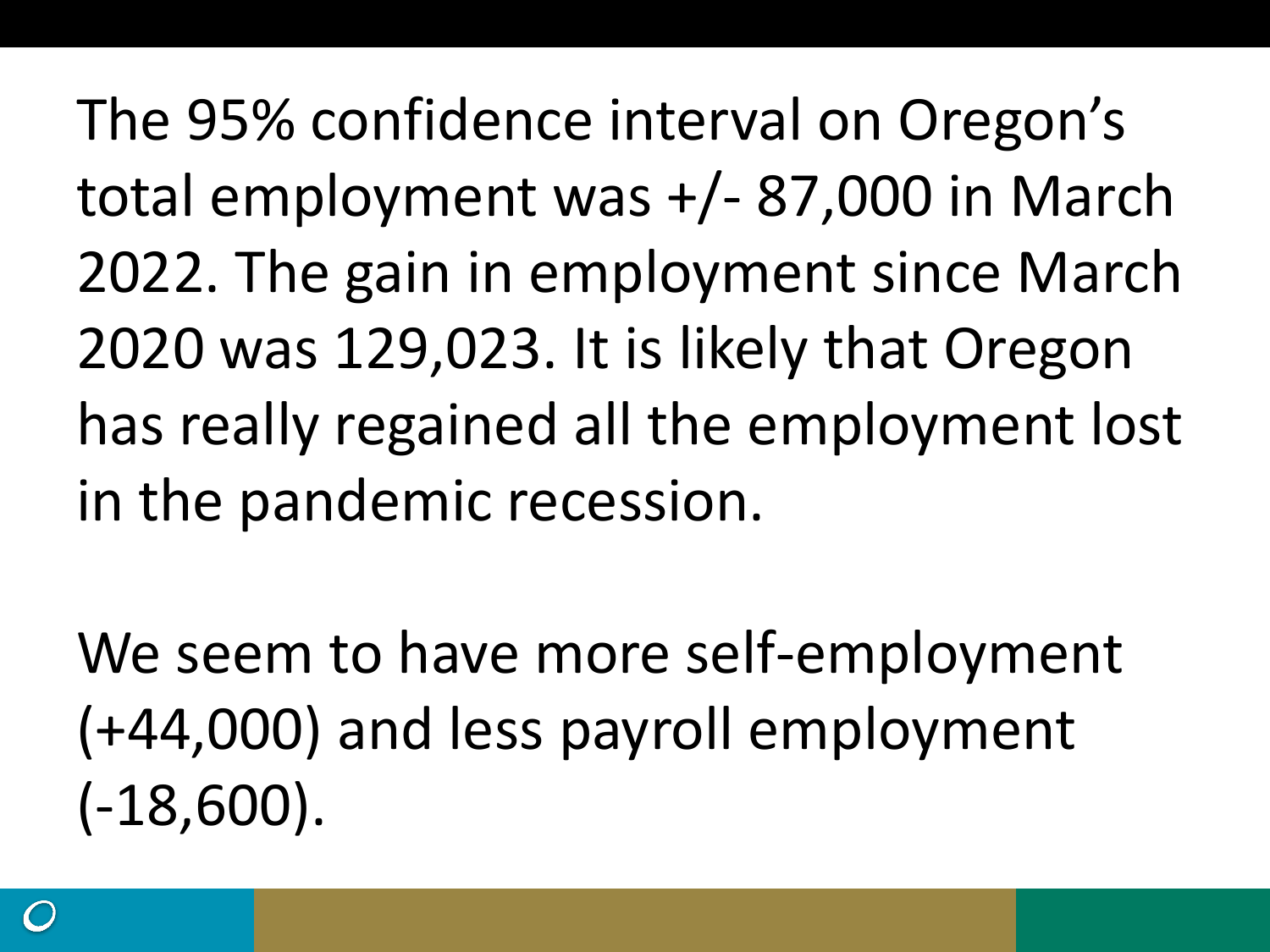The 95% confidence interval on Oregon's total employment was +/- 87,000 in March 2022. The gain in employment since March 2020 was 129,023. It is likely that Oregon has really regained all the employment lost in the pandemic recession.

We seem to have more self-employment (+44,000) and less payroll employment (-18,600).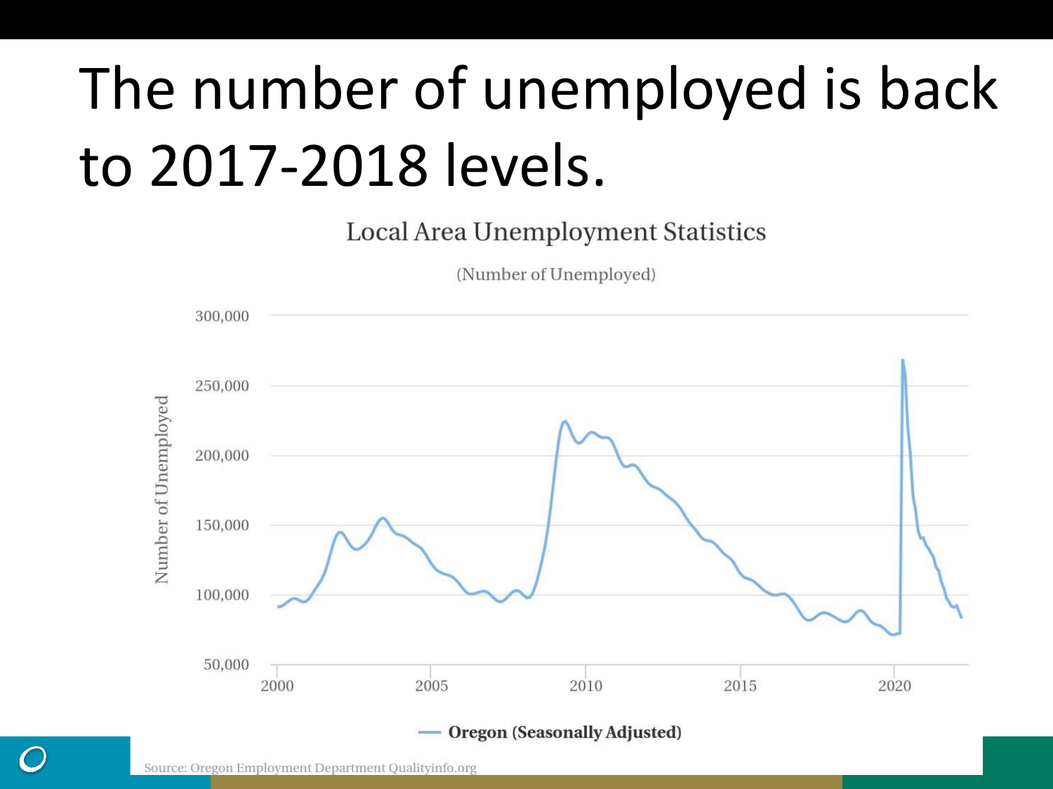# The number of unemployed is back to 2017-2018 levels.

Local Area Unemployment Statistics

(Number of Unemployed)

Number of Unemployed

300,000
250,000
200,000
150,000
100,000
50,000

2000 2005 2010 2015 2020

— Oregon (Seasonally Adjusted)

Source: Oregon Employment Department Qualityinfo.org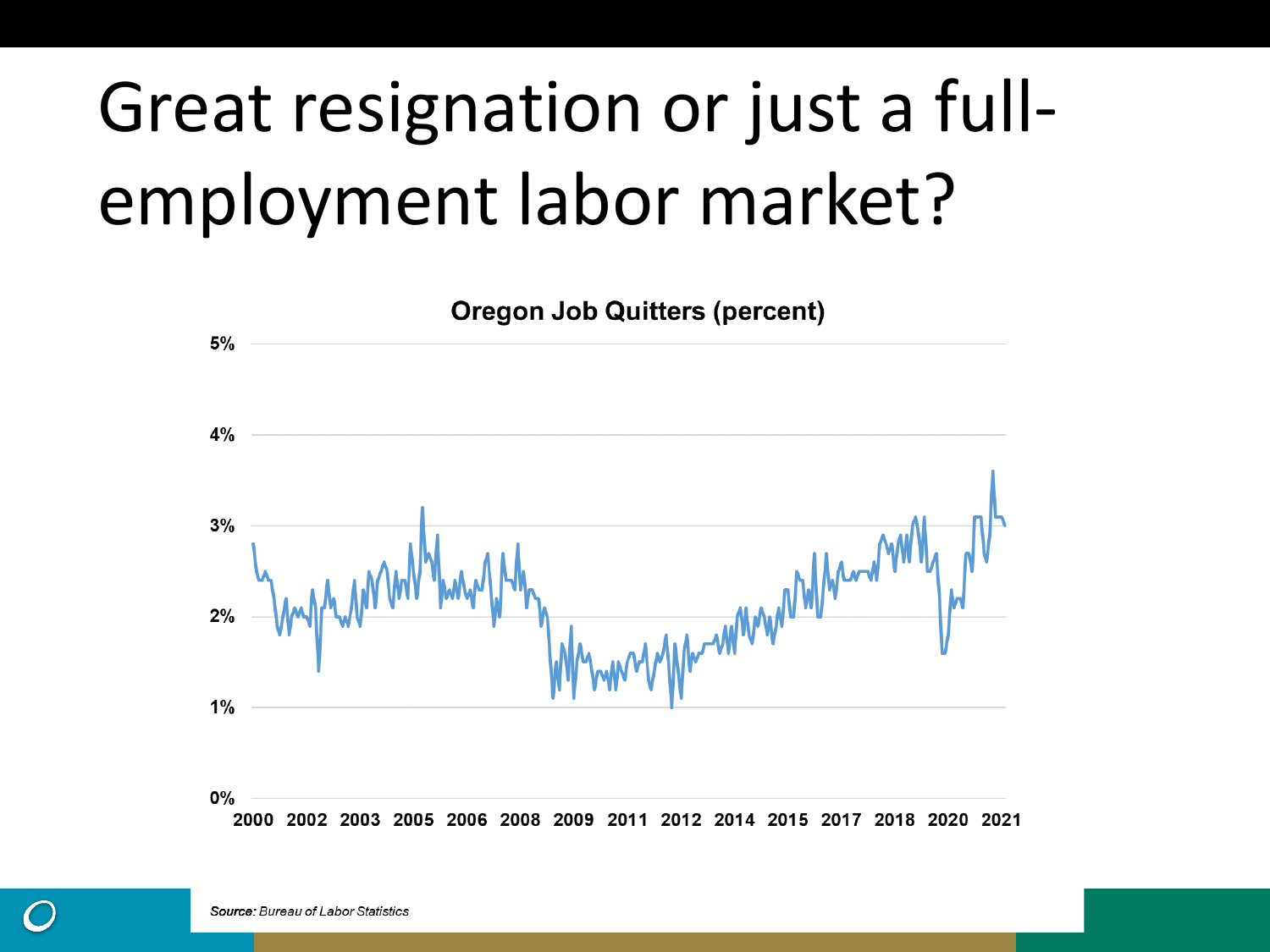# Great resignation or just a full-employment labor market?

**Oregon Job Quitters (percent)**

5%
4%
3%
2%
1%
0%

2000 2002 2003 2005 2006 2008 2009 2011 2012 2014 2015 2017 2018 2020 2021

*Source: Bureau of Labor Statistics*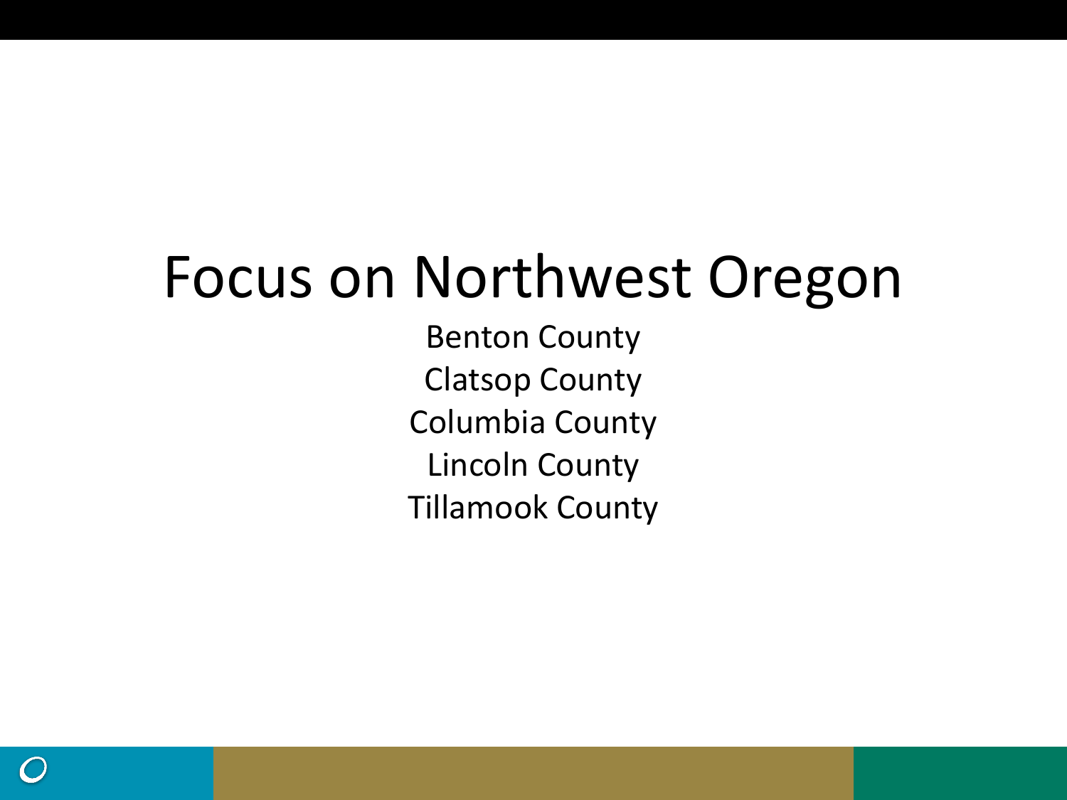# Focus on Northwest Oregon

Benton County
Clatsop County
Columbia County
Lincoln County
Tillamook County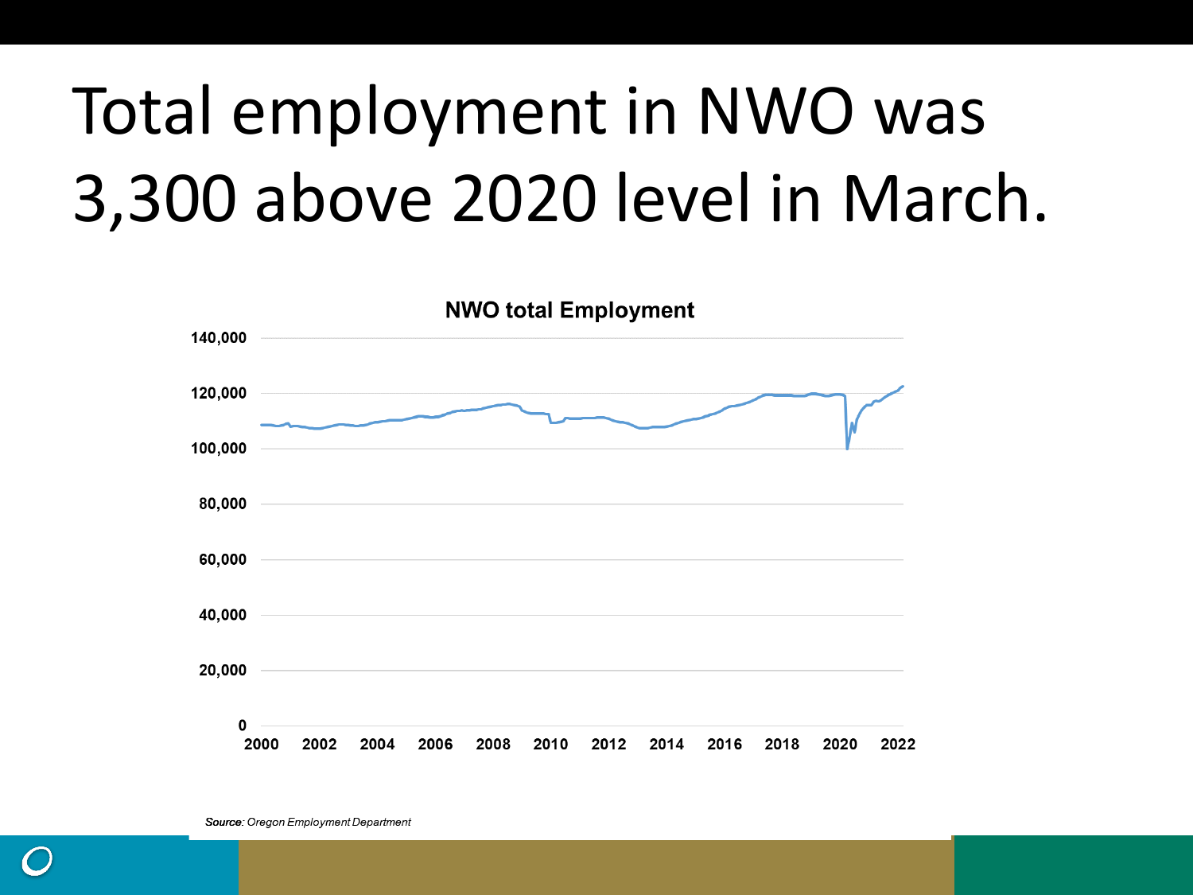# Total employment in NWO was 3,300 above 2020 level in March.

**NWO total Employment**

*Source: Oregon Employment Department*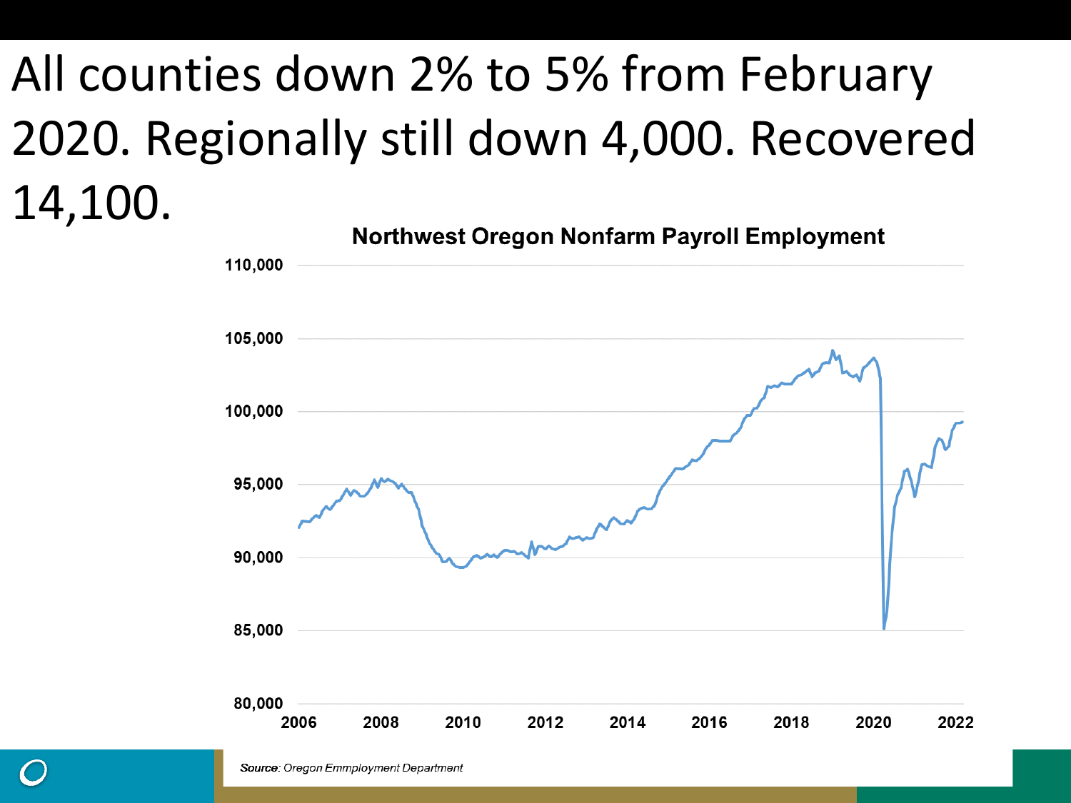# All counties down 2% to 5% from February 2020. Regionally still down 4,000. Recovered 14,100.

**Northwest Oregon Nonfarm Payroll Employment**

*Source: Oregon Emmployment Department*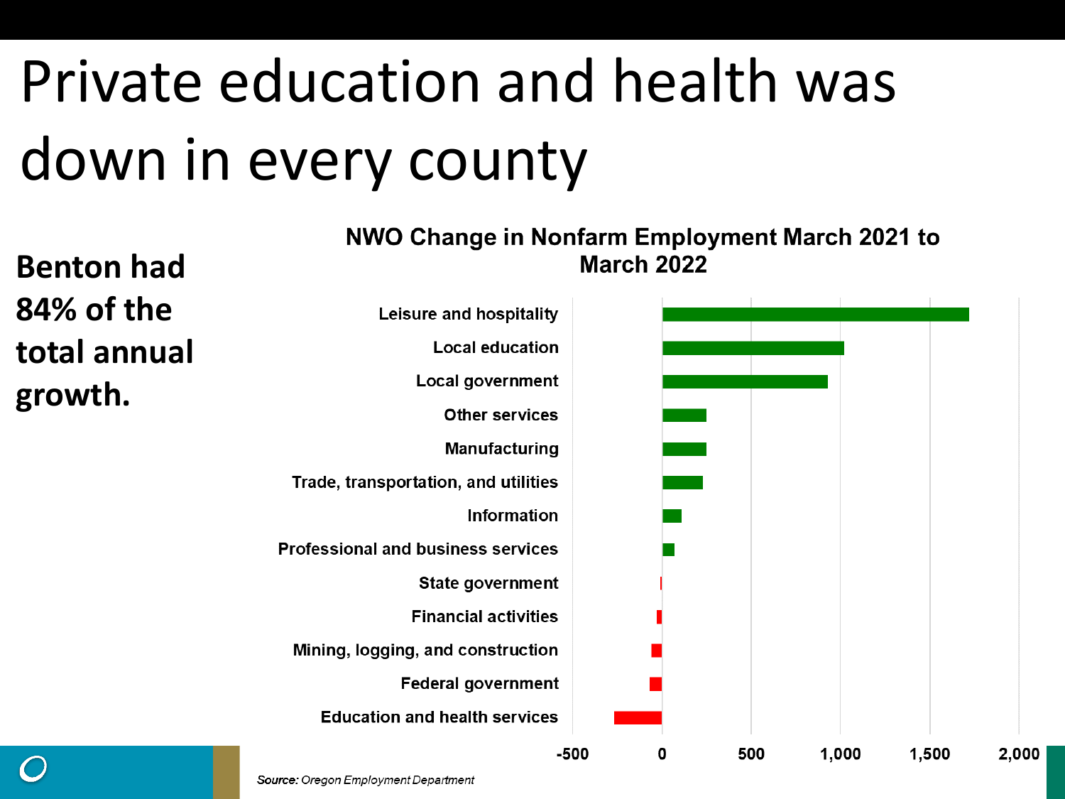# Private education and health was down in every county

**Benton had 84% of the total annual growth.**

**NWO Change in Nonfarm Employment March 2021 to March 2022**

- Leisure and hospitality
- Local education
- Local government
- Other services
- Manufacturing
- Trade, transportation, and utilities
- Information
- Professional and business services
- State government
- Financial activities
- Mining, logging, and construction
- Federal government
- Education and health services

-500 | 0 | 500 | 1,000 | 1,500 | 2,000

*Source:* *Oregon Employment Department*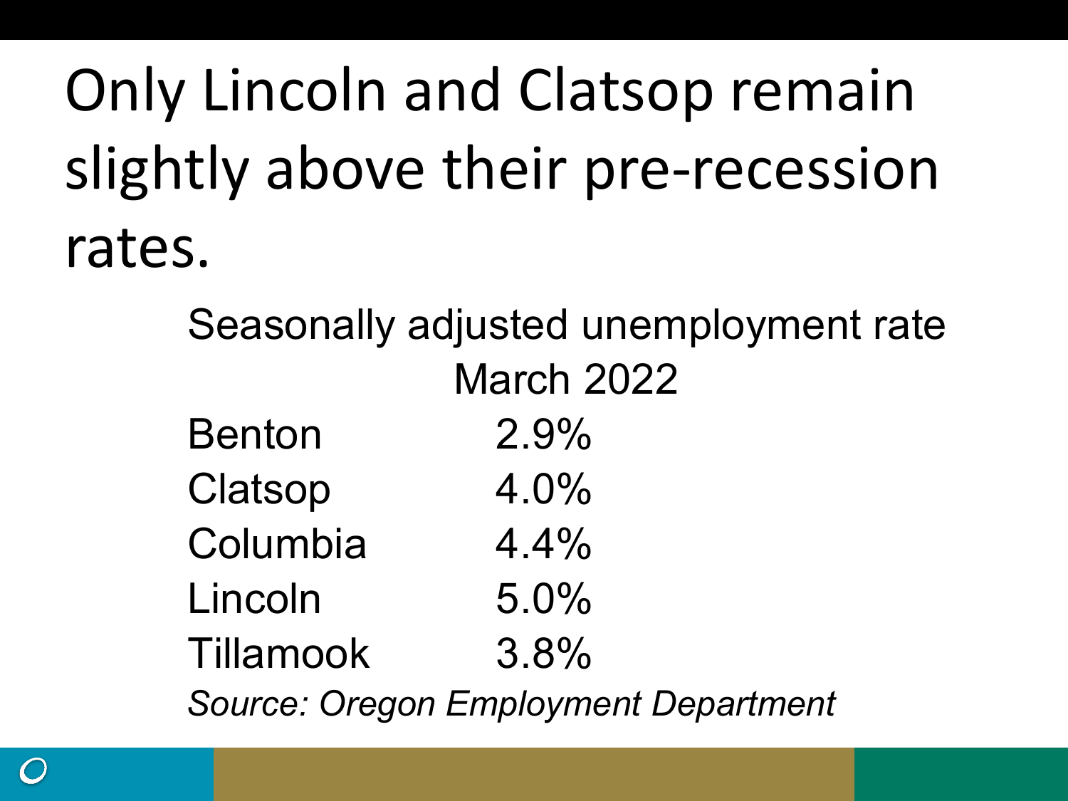# Only Lincoln and Clatsop remain slightly above their pre-recession rates.

| Seasonally adjusted unemployment rate | March 2022 |
|---|---|
| Benton | 2.9% |
| Clatsop | 4.0% |
| Columbia | 4.4% |
| Lincoln | 5.0% |
| Tillamook | 3.8% |

*Source: Oregon Employment Department*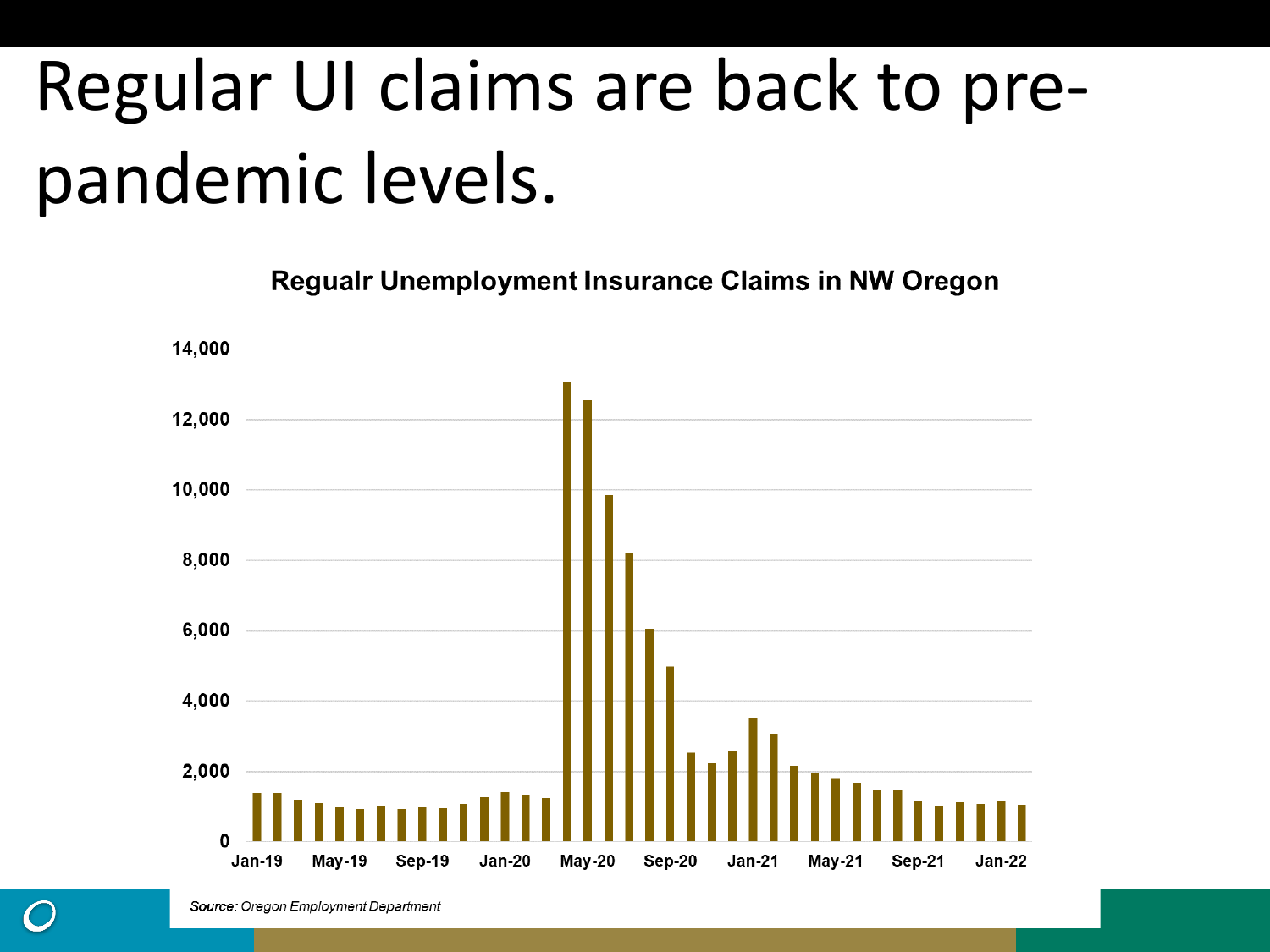# Regular UI claims are back to pre-pandemic levels.

**Regualr Unemployment Insurance Claims in NW Oregon**

*Source:* Oregon Employment Department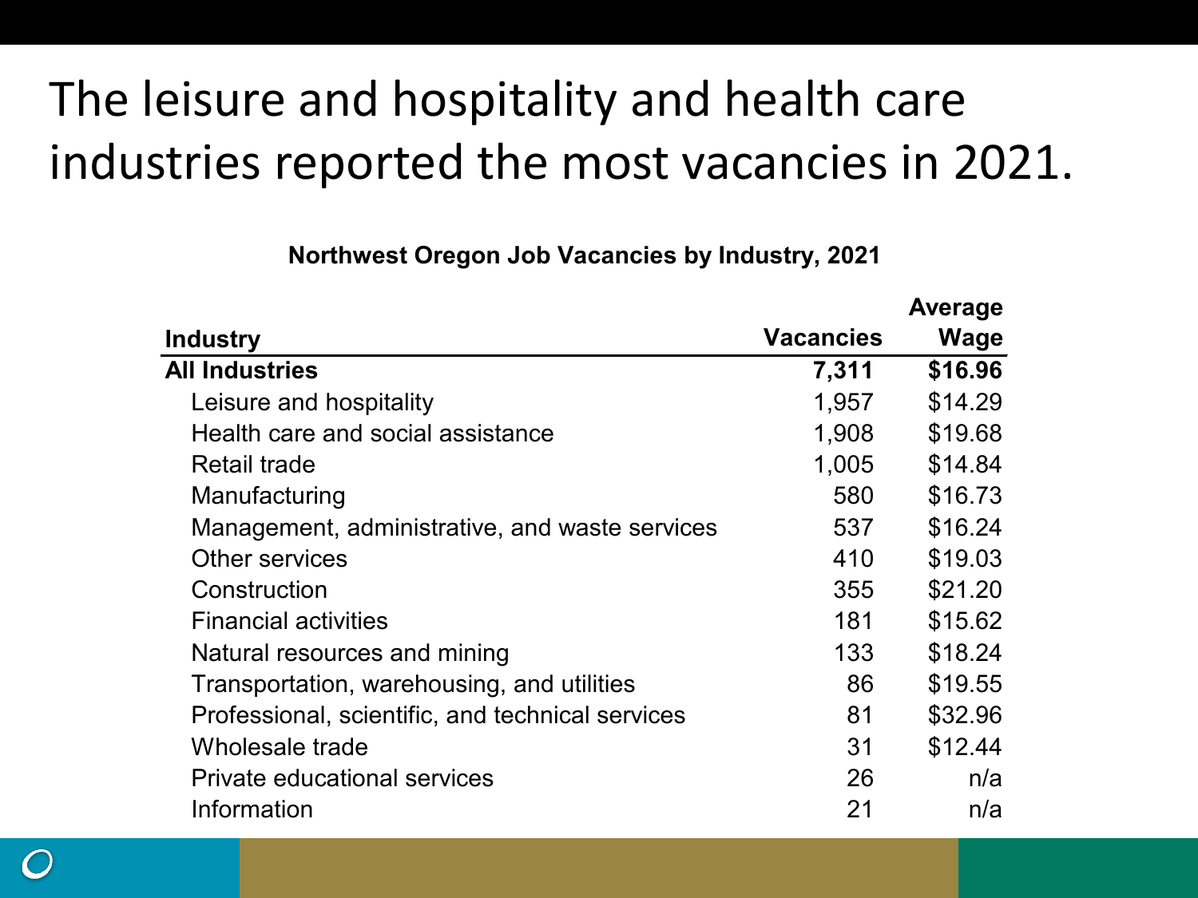# The leisure and hospitality and health care industries reported the most vacancies in 2021.

**Northwest Oregon Job Vacancies by Industry, 2021**

| Industry | Vacancies | Average Wage |
|---|---|---|
| **All Industries** | **7,311** | **$16.96** |
| Leisure and hospitality | 1,957 | $14.29 |
| Health care and social assistance | 1,908 | $19.68 |
| Retail trade | 1,005 | $14.84 |
| Manufacturing | 580 | $16.73 |
| Management, administrative, and waste services | 537 | $16.24 |
| Other services | 410 | $19.03 |
| Construction | 355 | $21.20 |
| Financial activities | 181 | $15.62 |
| Natural resources and mining | 133 | $18.24 |
| Transportation, warehousing, and utilities | 86 | $19.55 |
| Professional, scientific, and technical services | 81 | $32.96 |
| Wholesale trade | 31 | $12.44 |
| Private educational services | 26 | n/a |
| Information | 21 | n/a |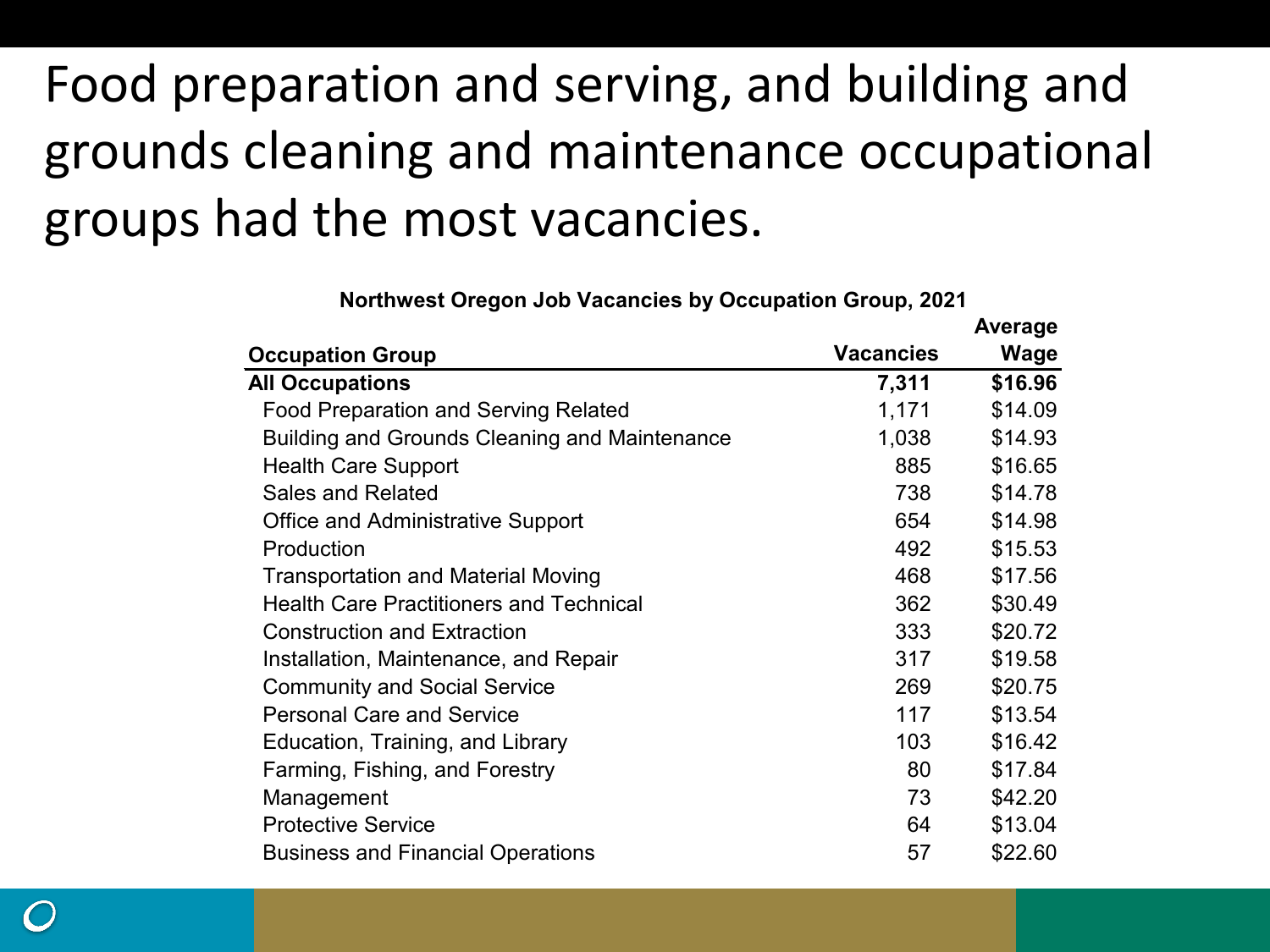# Food preparation and serving, and building and grounds cleaning and maintenance occupational groups had the most vacancies.

**Northwest Oregon Job Vacancies by Occupation Group, 2021**

| Occupation Group | Vacancies | Average Wage |
|---|---|---|
| **All Occupations** | **7,311** | **$16.96** |
| Food Preparation and Serving Related | 1,171 | $14.09 |
| Building and Grounds Cleaning and Maintenance | 1,038 | $14.93 |
| Health Care Support | 885 | $16.65 |
| Sales and Related | 738 | $14.78 |
| Office and Administrative Support | 654 | $14.98 |
| Production | 492 | $15.53 |
| Transportation and Material Moving | 468 | $17.56 |
| Health Care Practitioners and Technical | 362 | $30.49 |
| Construction and Extraction | 333 | $20.72 |
| Installation, Maintenance, and Repair | 317 | $19.58 |
| Community and Social Service | 269 | $20.75 |
| Personal Care and Service | 117 | $13.54 |
| Education, Training, and Library | 103 | $16.42 |
| Farming, Fishing, and Forestry | 80 | $17.84 |
| Management | 73 | $42.20 |
| Protective Service | 64 | $13.04 |
| Business and Financial Operations | 57 | $22.60 |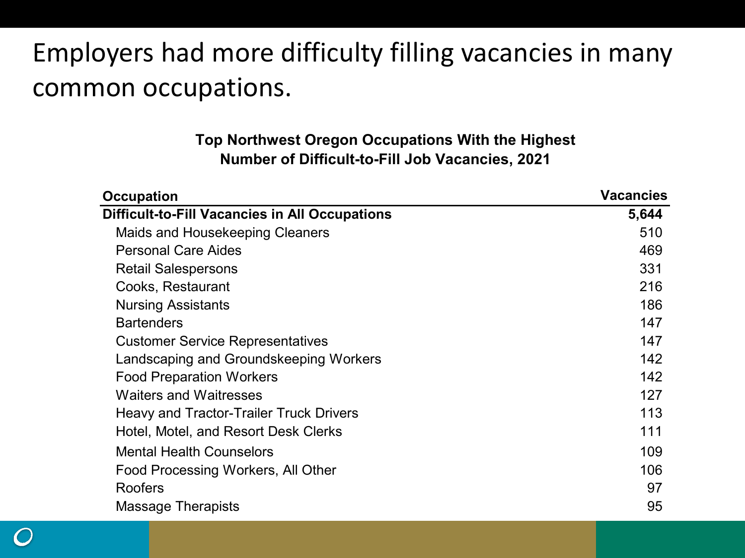# Employers had more difficulty filling vacancies in many common occupations.

**Top Northwest Oregon Occupations With the Highest Number of Difficult-to-Fill Job Vacancies, 2021**

| Occupation | Vacancies |
|---|---|
| **Difficult-to-Fill Vacancies in All Occupations** | **5,644** |
| Maids and Housekeeping Cleaners | 510 |
| Personal Care Aides | 469 |
| Retail Salespersons | 331 |
| Cooks, Restaurant | 216 |
| Nursing Assistants | 186 |
| Bartenders | 147 |
| Customer Service Representatives | 147 |
| Landscaping and Groundskeeping Workers | 142 |
| Food Preparation Workers | 142 |
| Waiters and Waitresses | 127 |
| Heavy and Tractor-Trailer Truck Drivers | 113 |
| Hotel, Motel, and Resort Desk Clerks | 111 |
| Mental Health Counselors | 109 |
| Food Processing Workers, All Other | 106 |
| Roofers | 97 |
| Massage Therapists | 95 |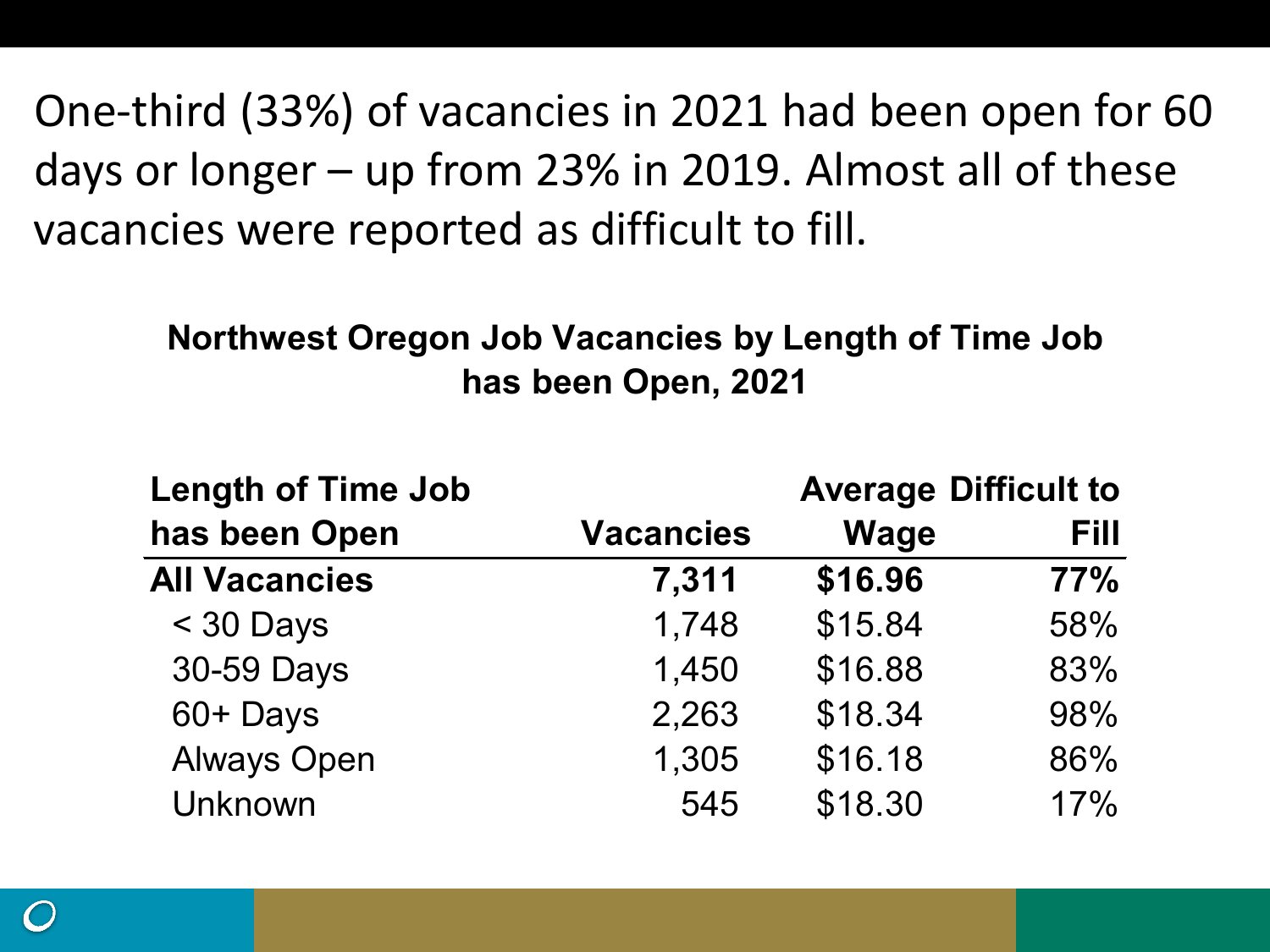One-third (33%) of vacancies in 2021 had been open for 60 days or longer – up from 23% in 2019. Almost all of these vacancies were reported as difficult to fill.

### Northwest Oregon Job Vacancies by Length of Time Job has been Open, 2021

| Length of Time Job has been Open | Vacancies | Average Wage | Difficult to Fill |
|---|---|---|---|
| **All Vacancies** | **7,311** | **$16.96** | **77%** |
| < 30 Days | 1,748 | $15.84 | 58% |
| 30-59 Days | 1,450 | $16.88 | 83% |
| 60+ Days | 2,263 | $18.34 | 98% |
| Always Open | 1,305 | $16.18 | 86% |
| Unknown | 545 | $18.30 | 17% |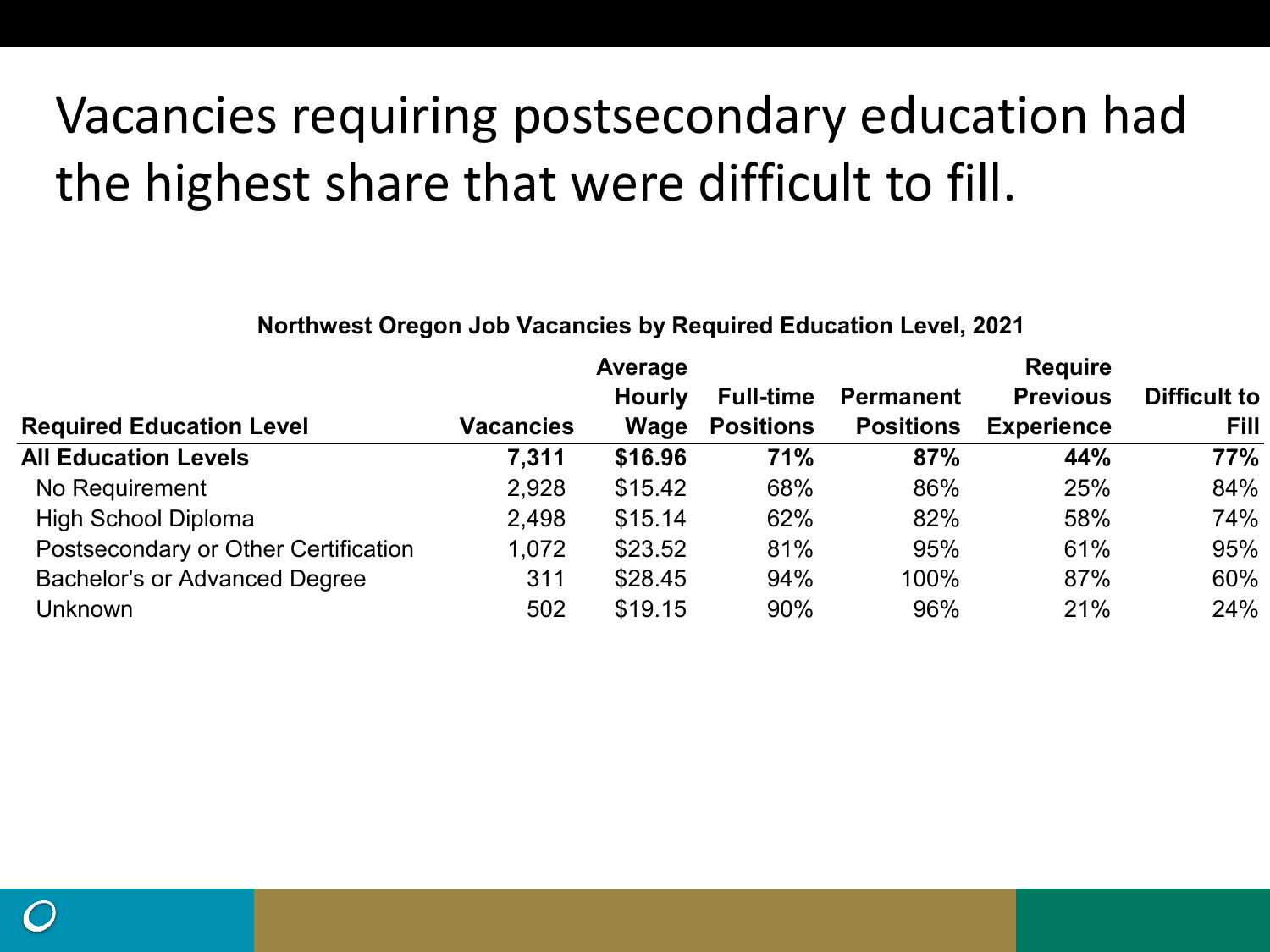# Vacancies requiring postsecondary education had the highest share that were difficult to fill.

**Northwest Oregon Job Vacancies by Required Education Level, 2021**

| Required Education Level | Vacancies | Average Hourly Wage | Full-time Positions | Permanent Positions | Require Previous Experience | Difficult to Fill |
|---|---|---|---|---|---|---|
| **All Education Levels** | **7,311** | **$16.96** | **71%** | **87%** | **44%** | **77%** |
| No Requirement | 2,928 | $15.42 | 68% | 86% | 25% | 84% |
| High School Diploma | 2,498 | $15.14 | 62% | 82% | 58% | 74% |
| Postsecondary or Other Certification | 1,072 | $23.52 | 81% | 95% | 61% | 95% |
| Bachelor's or Advanced Degree | 311 | $28.45 | 94% | 100% | 87% | 60% |
| Unknown | 502 | $19.15 | 90% | 96% | 21% | 24% |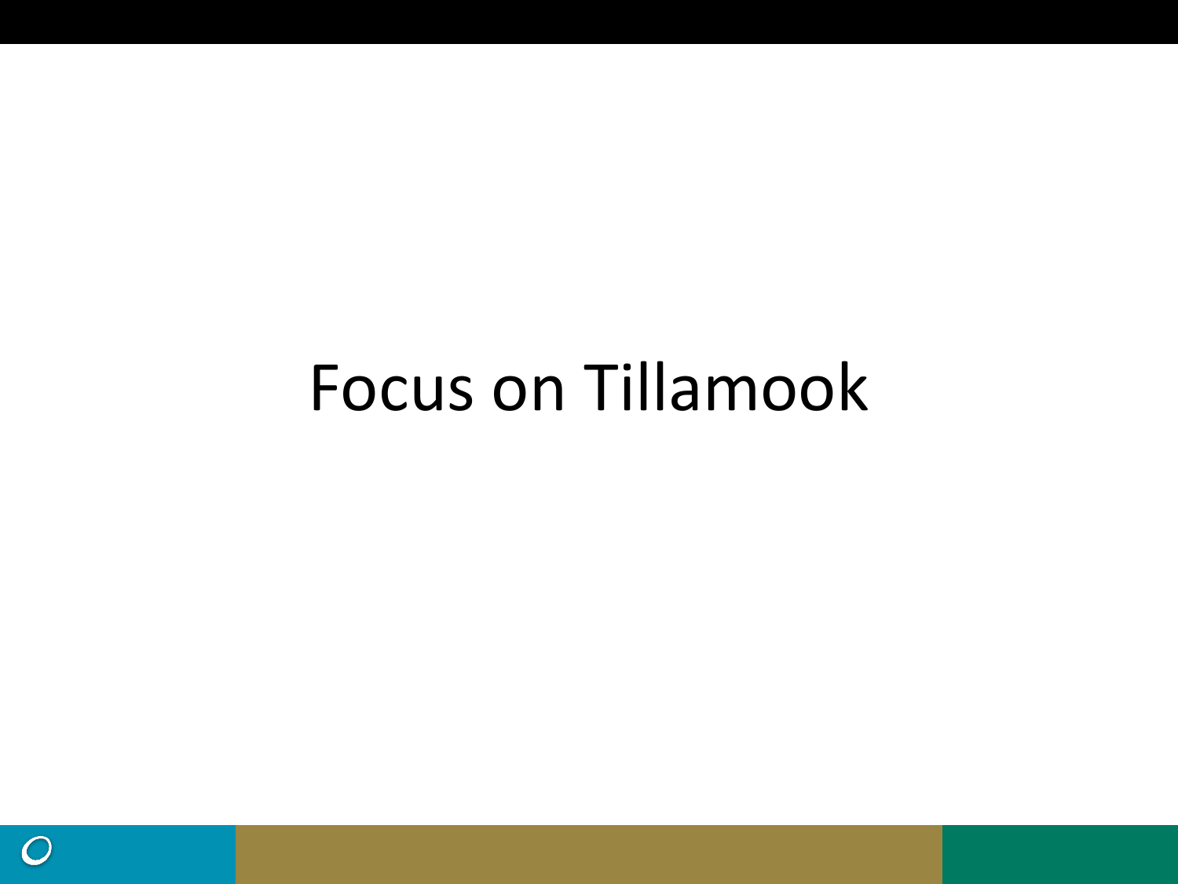# Focus on Tillamook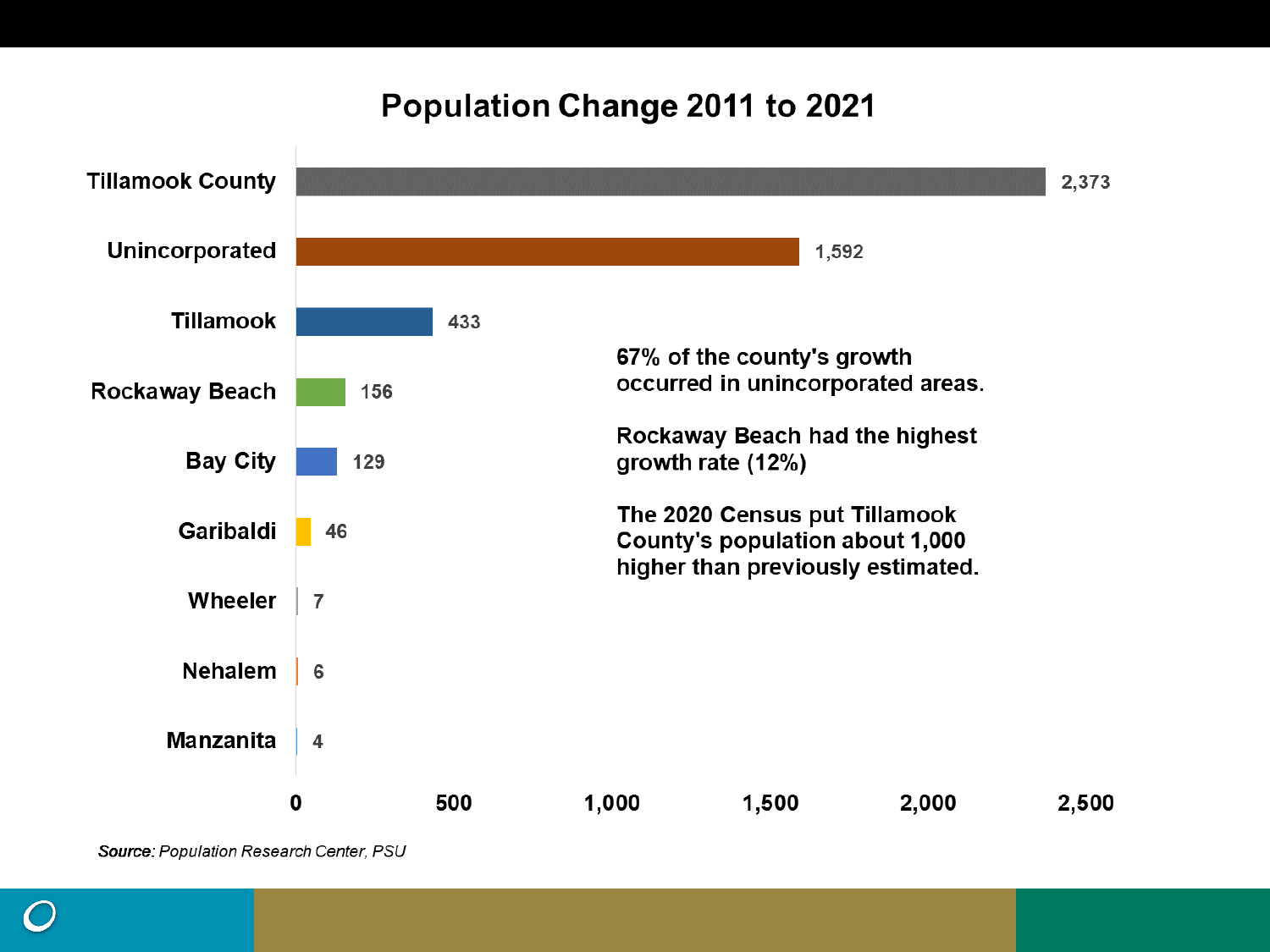# Population Change 2011 to 2021

| Area | Population Change |
| --- | --- |
| Tillamook County | 2,373 |
| Unincorporated | 1,592 |
| Tillamook | 433 |
| Rockaway Beach | 156 |
| Bay City | 129 |
| Garibaldi | 46 |
| Wheeler | 7 |
| Nehalem | 6 |
| Manzanita | 4 |

67% of the county's growth occurred in unincorporated areas.

Rockaway Beach had the highest growth rate (12%)

The 2020 Census put Tillamook County's population about 1,000 higher than previously estimated.

*Source:* Population Research Center, PSU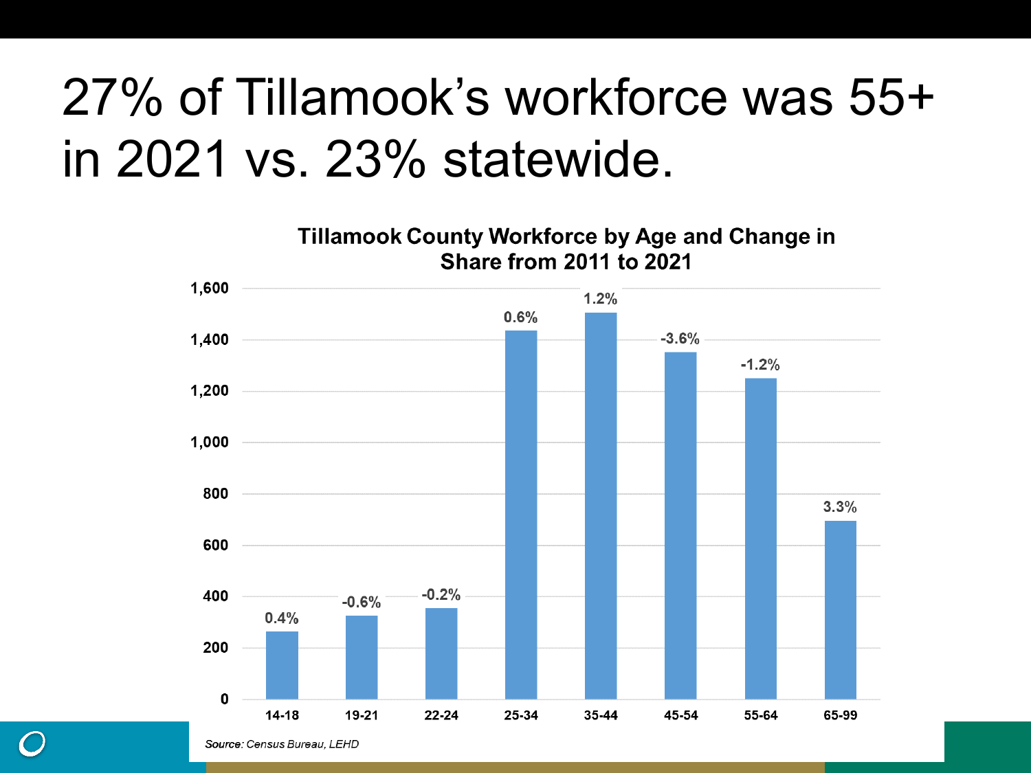# 27% of Tillamook's workforce was 55+ in 2021 vs. 23% statewide.

**Tillamook County Workforce by Age and Change in Share from 2011 to 2021**

| Age | Workforce (approx.) | Change in Share 2011–2021 |
|---|---|---|
| 14-18 | 265 | 0.4% |
| 19-21 | 325 | -0.6% |
| 22-24 | 355 | -0.2% |
| 25-34 | 1,435 | 0.6% |
| 35-44 | 1,505 | 1.2% |
| 45-54 | 1,350 | -3.6% |
| 55-64 | 1,250 | -1.2% |
| 65-99 | 695 | 3.3% |

*Source:* Census Bureau, LEHD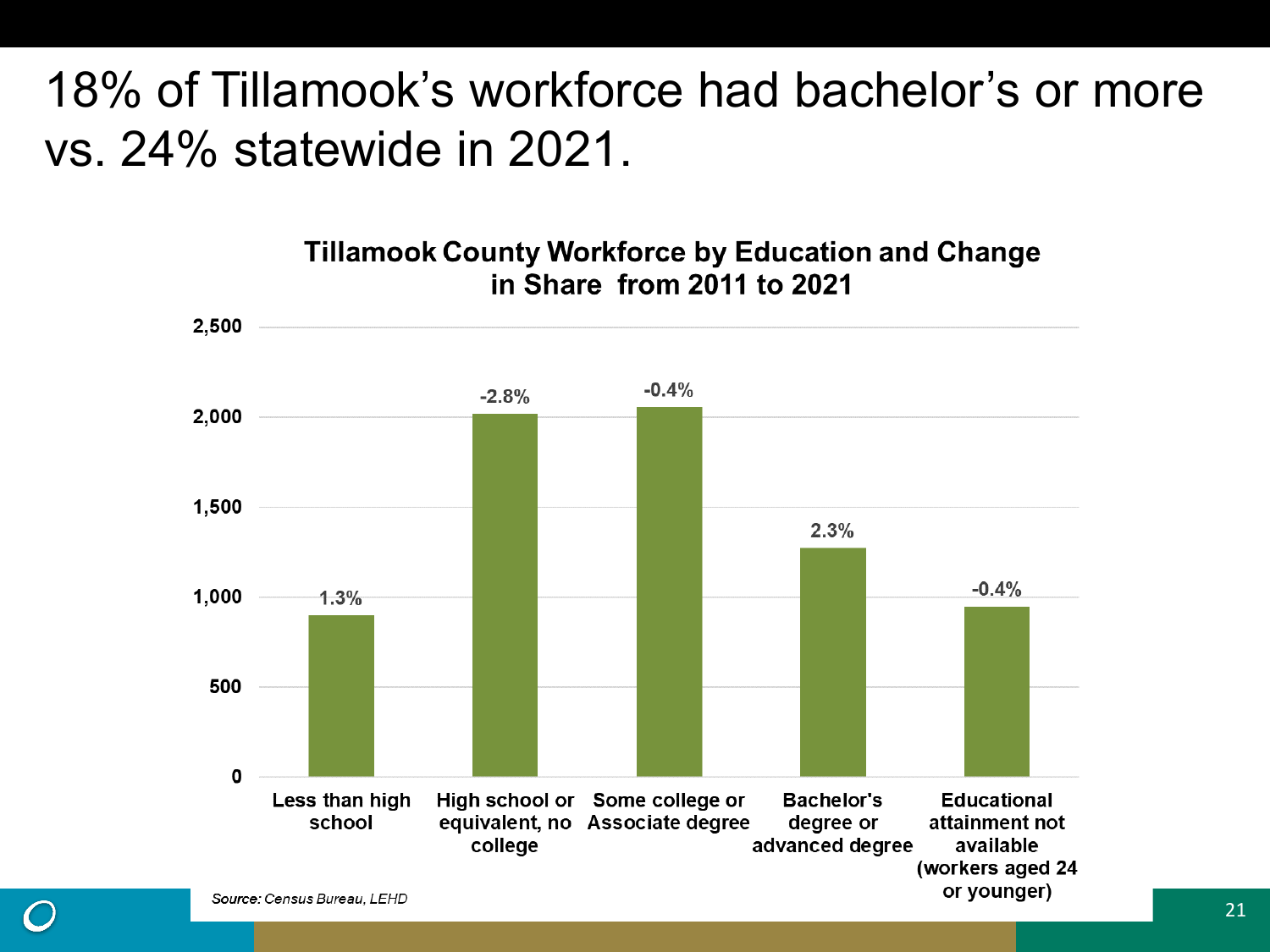# 18% of Tillamook's workforce had bachelor's or more vs. 24% statewide in 2021.

**Tillamook County Workforce by Education and Change in Share from 2011 to 2021**

| Education | Workforce (approx.) | Change in Share |
|---|---|---|
| Less than high school | ~900 | 1.3% |
| High school or equivalent, no college | ~2,020 | -2.8% |
| Some college or Associate degree | ~2,060 | -0.4% |
| Bachelor's degree or advanced degree | ~1,270 | 2.3% |
| Educational attainment not available (workers aged 24 or younger) | ~940 | -0.4% |

*Source:* *Census Bureau, LEHD*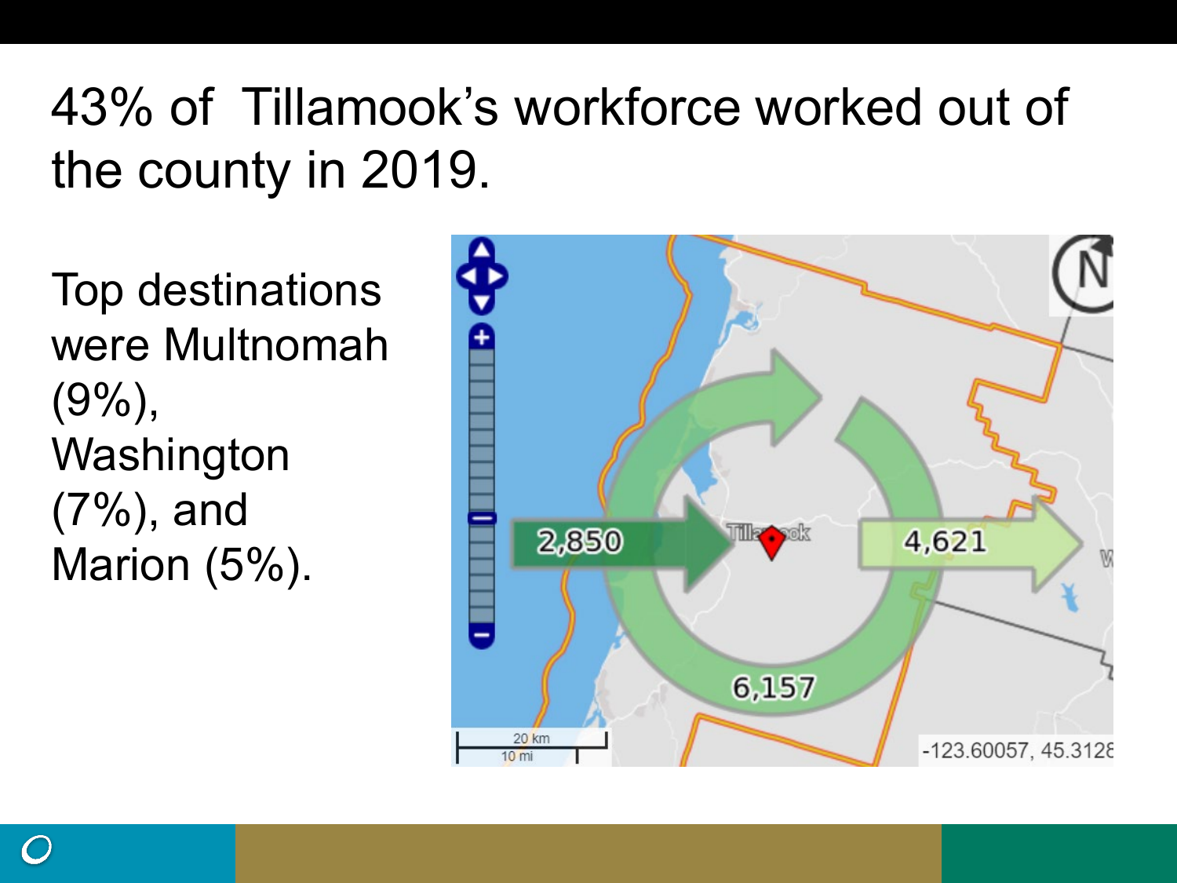# 43% of Tillamook's workforce worked out of the county in 2019.

Top destinations were Multnomah (9%), Washington (7%), and Marion (5%).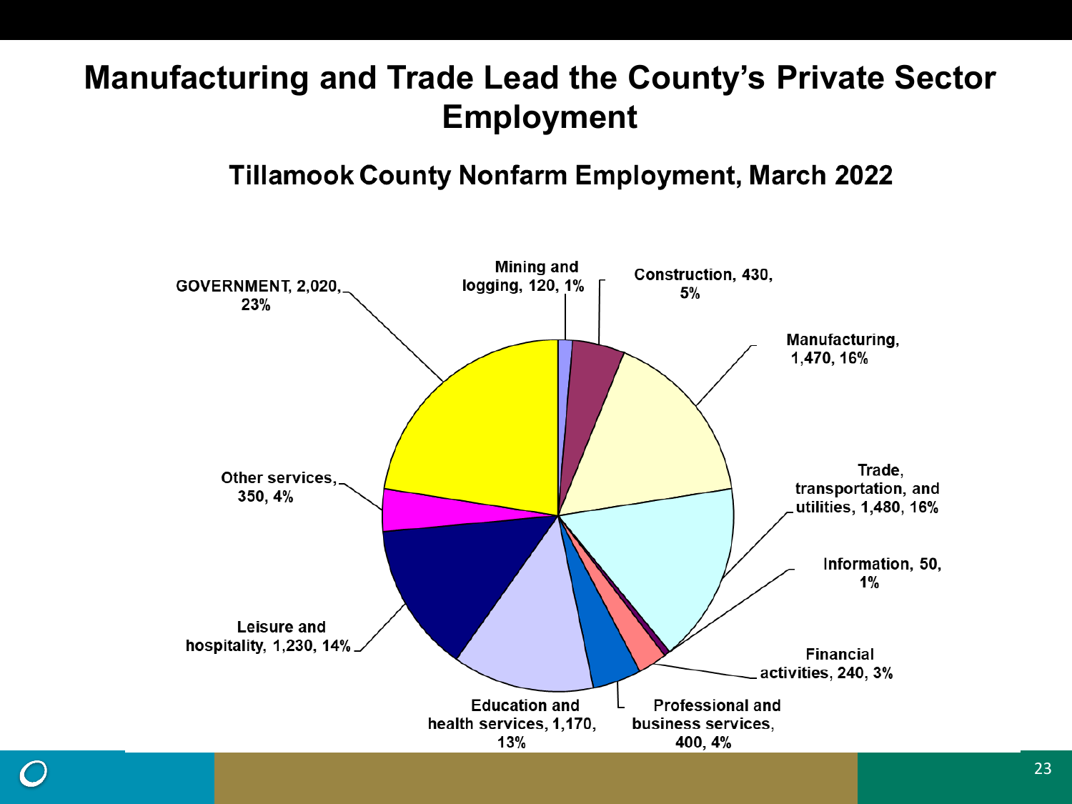# Manufacturing and Trade Lead the County's Private Sector Employment

## Tillamook County Nonfarm Employment, March 2022

- Mining and logging, 120, 1%
- Construction, 430, 5%
- Manufacturing, 1,470, 16%
- Trade, transportation, and utilities, 1,480, 16%
- Information, 50, 1%
- Financial activities, 240, 3%
- Professional and business services, 400, 4%
- Education and health services, 1,170, 13%
- Leisure and hospitality, 1,230, 14%
- Other services, 350, 4%
- GOVERNMENT, 2,020, 23%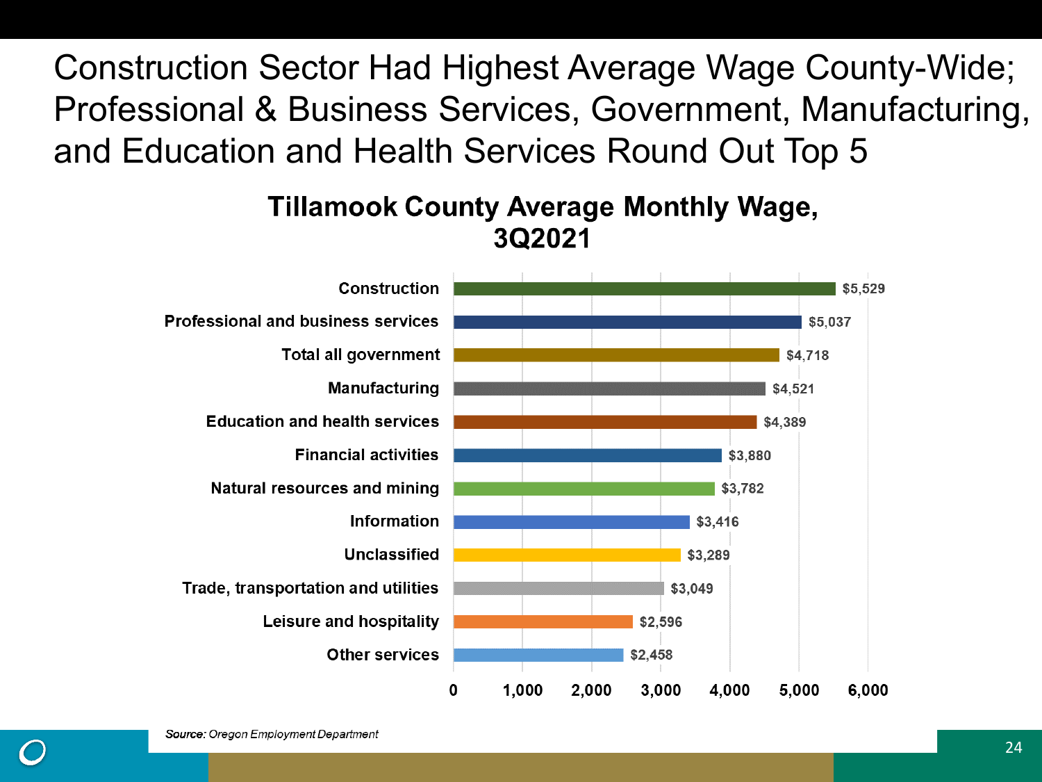# Construction Sector Had Highest Average Wage County-Wide; Professional & Business Services, Government, Manufacturing, and Education and Health Services Round Out Top 5

## Tillamook County Average Monthly Wage, 3Q2021

| Industry | Average Monthly Wage |
|---|---|
| Construction | $5,529 |
| Professional and business services | $5,037 |
| Total all government | $4,718 |
| Manufacturing | $4,521 |
| Education and health services | $4,389 |
| Financial activities | $3,880 |
| Natural resources and mining | $3,782 |
| Information | $3,416 |
| Unclassified | $3,289 |
| Trade, transportation and utilities | $3,049 |
| Leisure and hospitality | $2,596 |
| Other services | $2,458 |

***Source:*** *Oregon Employment Department*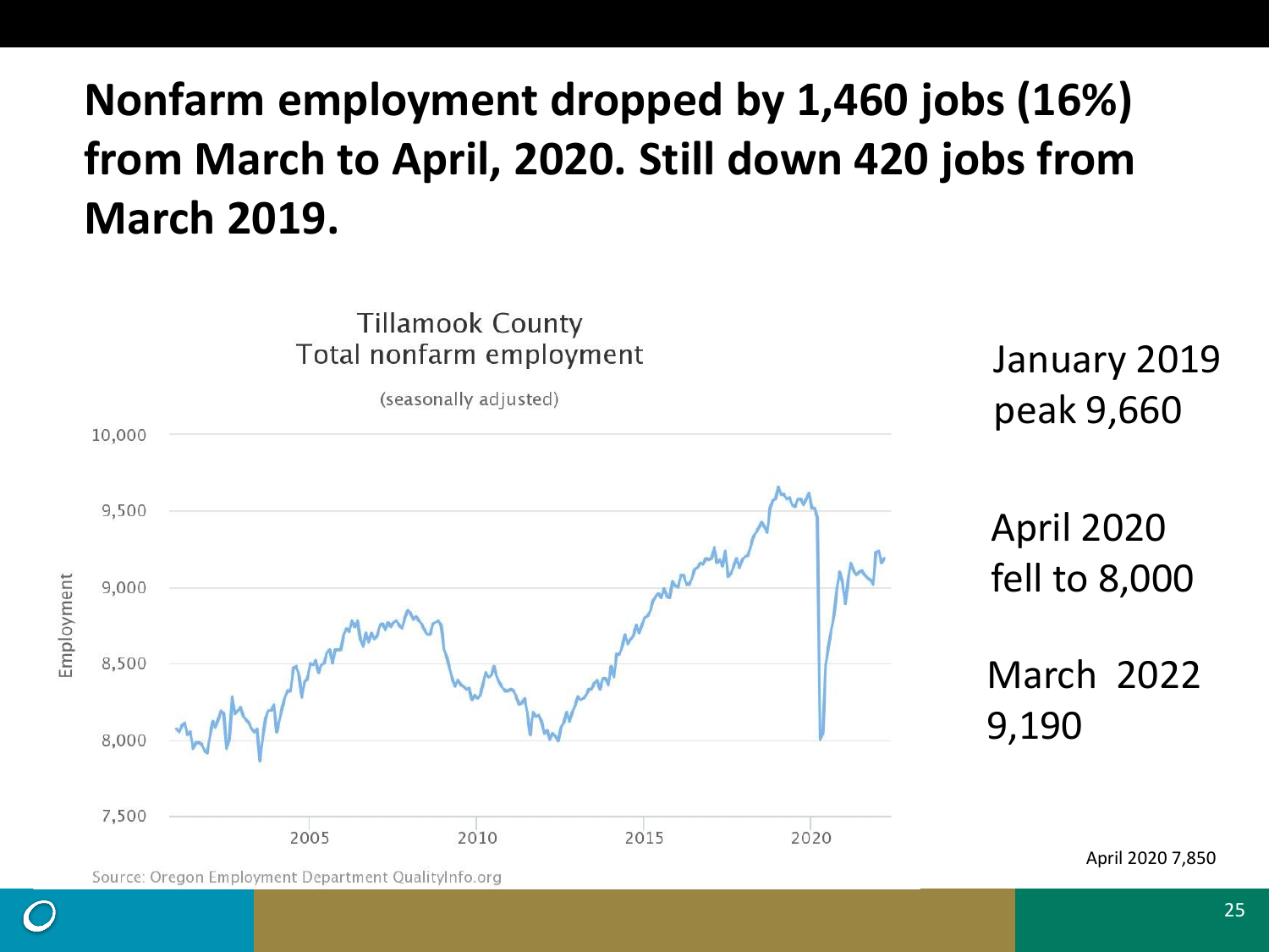# Nonfarm employment dropped by 1,460 jobs (16%) from March to April, 2020. Still down 420 jobs from March 2019.

Tillamook County
Total nonfarm employment
(seasonally adjusted)

Source: Oregon Employment Department QualityInfo.org

January 2019 peak 9,660

April 2020 fell to 8,000

March 2022 9,190

April 2020 7,850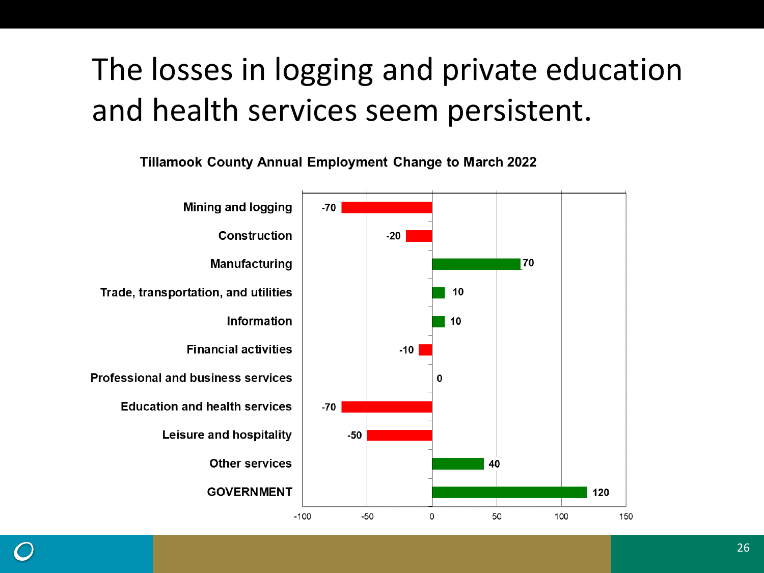# The losses in logging and private education and health services seem persistent.

**Tillamook County Annual Employment Change to March 2022**

| Industry | Employment Change |
| --- | --- |
| Mining and logging | -70 |
| Construction | -20 |
| Manufacturing | 70 |
| Trade, transportation, and utilities | 10 |
| Information | 10 |
| Financial activities | -10 |
| Professional and business services | 0 |
| Education and health services | -70 |
| Leisure and hospitality | -50 |
| Other services | 40 |
| GOVERNMENT | 120 |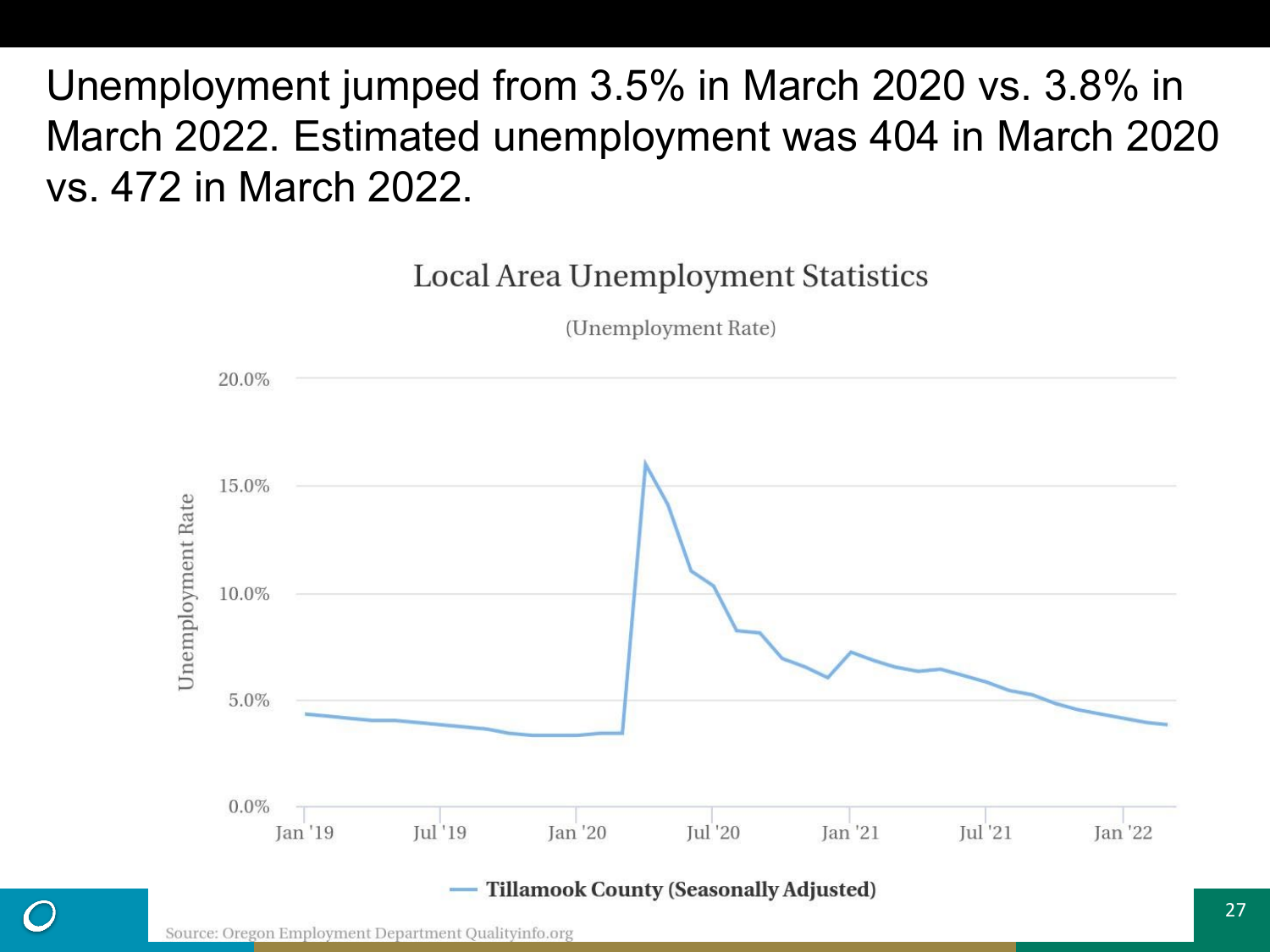# Unemployment jumped from 3.5% in March 2020 vs. 3.8% in March 2022. Estimated unemployment was 404 in March 2020 vs. 472 in March 2022.

Local Area Unemployment Statistics

(Unemployment Rate)

Tillamook County (Seasonally Adjusted)

Source: Oregon Employment Department Qualityinfo.org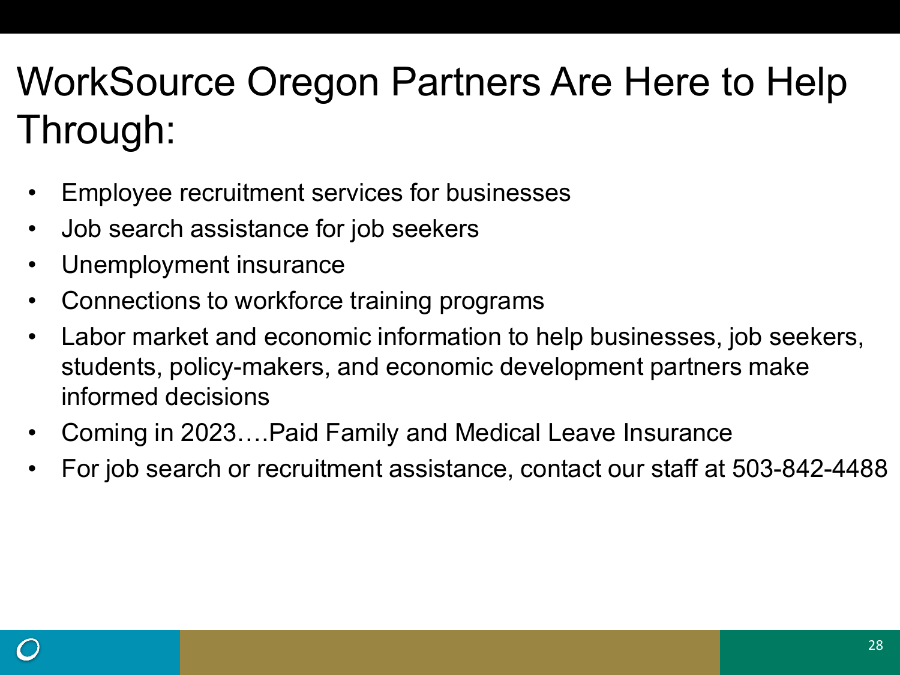# WorkSource Oregon Partners Are Here to Help Through:

- Employee recruitment services for businesses
- Job search assistance for job seekers
- Unemployment insurance
- Connections to workforce training programs
- Labor market and economic information to help businesses, job seekers, students, policy-makers, and economic development partners make informed decisions
- Coming in 2023….Paid Family and Medical Leave Insurance
- For job search or recruitment assistance, contact our staff at 503-842-4488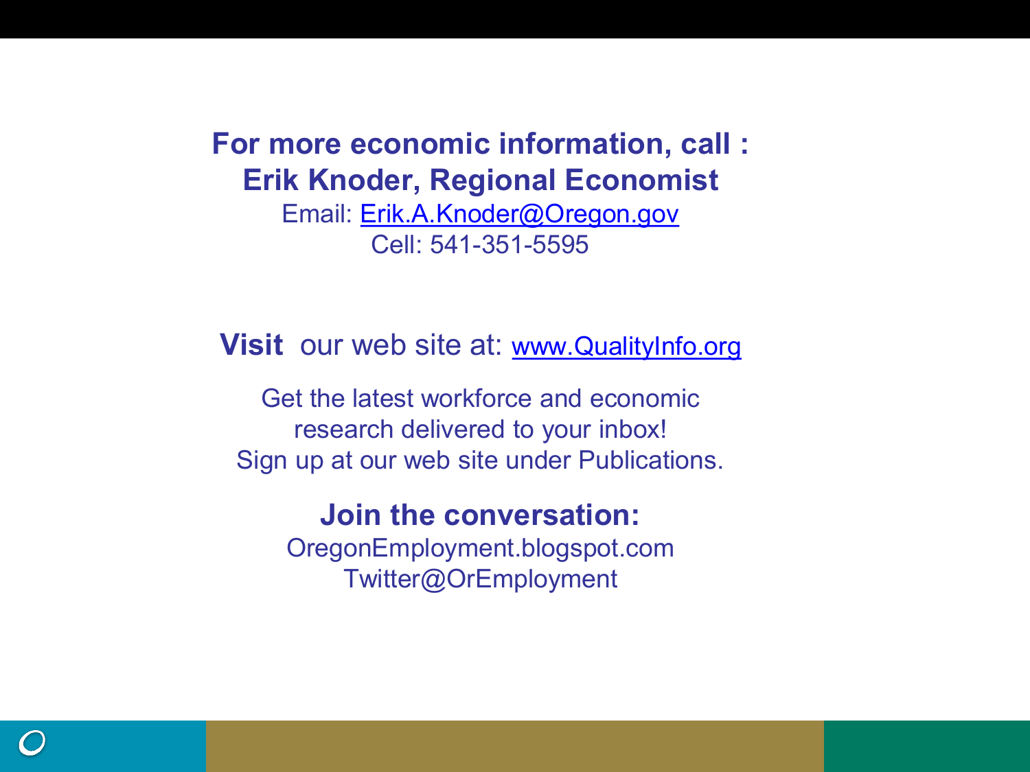**For more economic information, call :**
**Erik Knoder, Regional Economist**

Email: Erik.A.Knoder@Oregon.gov
Cell: 541-351-5595

**Visit** our web site at: www.QualityInfo.org

Get the latest workforce and economic research delivered to your inbox!
Sign up at our web site under Publications.

**Join the conversation:**

OregonEmployment.blogspot.com
Twitter@OrEmployment